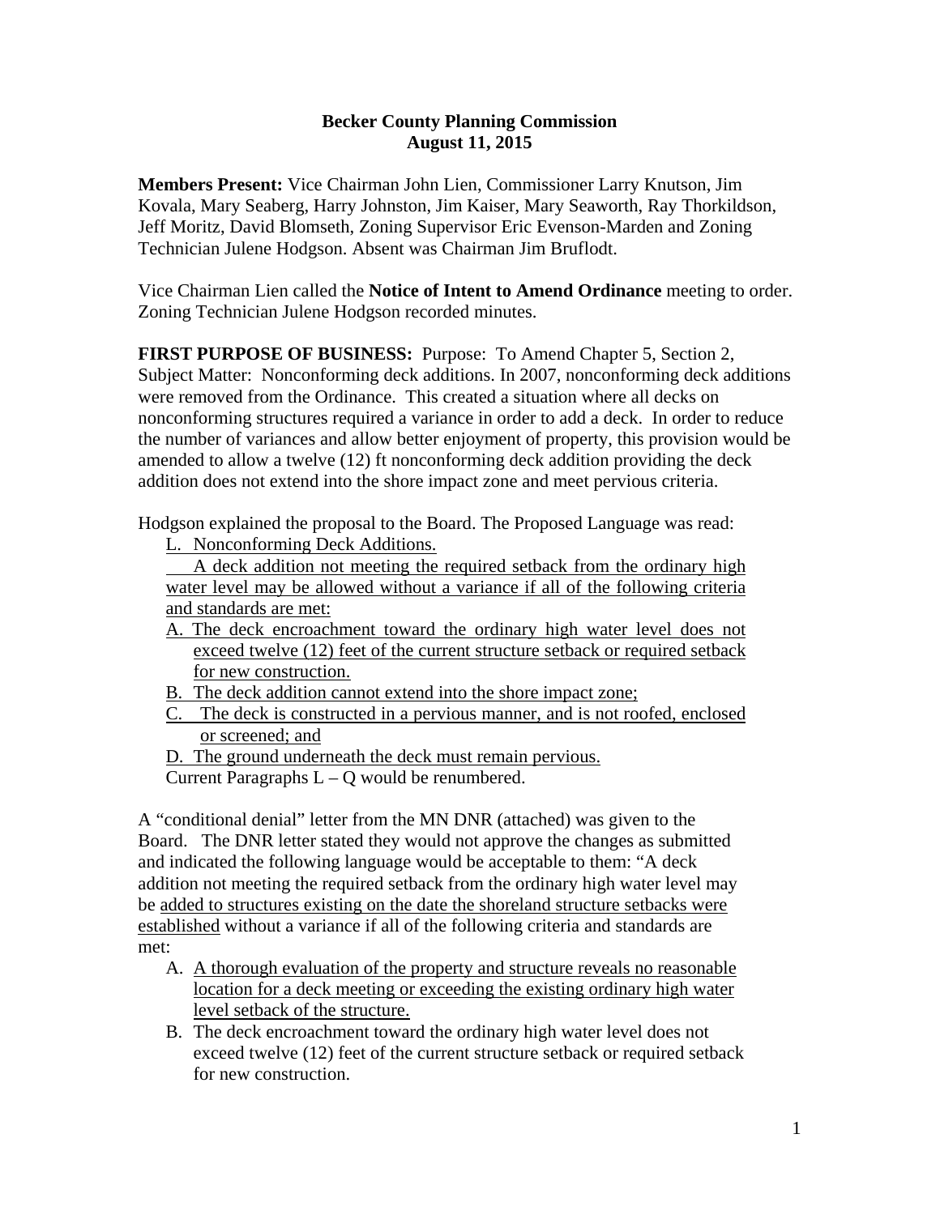**Becker County Planning Commission**
**August 11, 2015**

**Members Present:** Vice Chairman John Lien, Commissioner Larry Knutson, Jim Kovala, Mary Seaberg, Harry Johnston, Jim Kaiser, Mary Seaworth, Ray Thorkildson, Jeff Moritz, David Blomseth, Zoning Supervisor Eric Evenson-Marden and Zoning Technician Julene Hodgson. Absent was Chairman Jim Bruflodt.

Vice Chairman Lien called the **Notice of Intent to Amend Ordinance** meeting to order. Zoning Technician Julene Hodgson recorded minutes.

**FIRST PURPOSE OF BUSINESS:** Purpose: To Amend Chapter 5, Section 2, Subject Matter: Nonconforming deck additions. In 2007, nonconforming deck additions were removed from the Ordinance. This created a situation where all decks on nonconforming structures required a variance in order to add a deck. In order to reduce the number of variances and allow better enjoyment of property, this provision would be amended to allow a twelve (12) ft nonconforming deck addition providing the deck addition does not extend into the shore impact zone and meet pervious criteria.

Hodgson explained the proposal to the Board. The Proposed Language was read:

<u>L. Nonconforming Deck Additions.</u>

<u>A deck addition not meeting the required setback from the ordinary high water level may be allowed without a variance if all of the following criteria and standards are met:</u>

<u>A. The deck encroachment toward the ordinary high water level does not exceed twelve (12) feet of the current structure setback or required setback for new construction.</u>

<u>B. The deck addition cannot extend into the shore impact zone;</u>

<u>C. The deck is constructed in a pervious manner, and is not roofed, enclosed or screened; and</u>

<u>D. The ground underneath the deck must remain pervious.</u>

Current Paragraphs L – Q would be renumbered.

A "conditional denial" letter from the MN DNR (attached) was given to the Board. The DNR letter stated they would not approve the changes as submitted and indicated the following language would be acceptable to them: "A deck addition not meeting the required setback from the ordinary high water level may be <u>added to structures existing on the date the shoreland structure setbacks were established</u> without a variance if all of the following criteria and standards are met:

A. <u>A thorough evaluation of the property and structure reveals no reasonable location for a deck meeting or exceeding the existing ordinary high water level setback of the structure.</u>
B. The deck encroachment toward the ordinary high water level does not exceed twelve (12) feet of the current structure setback or required setback for new construction.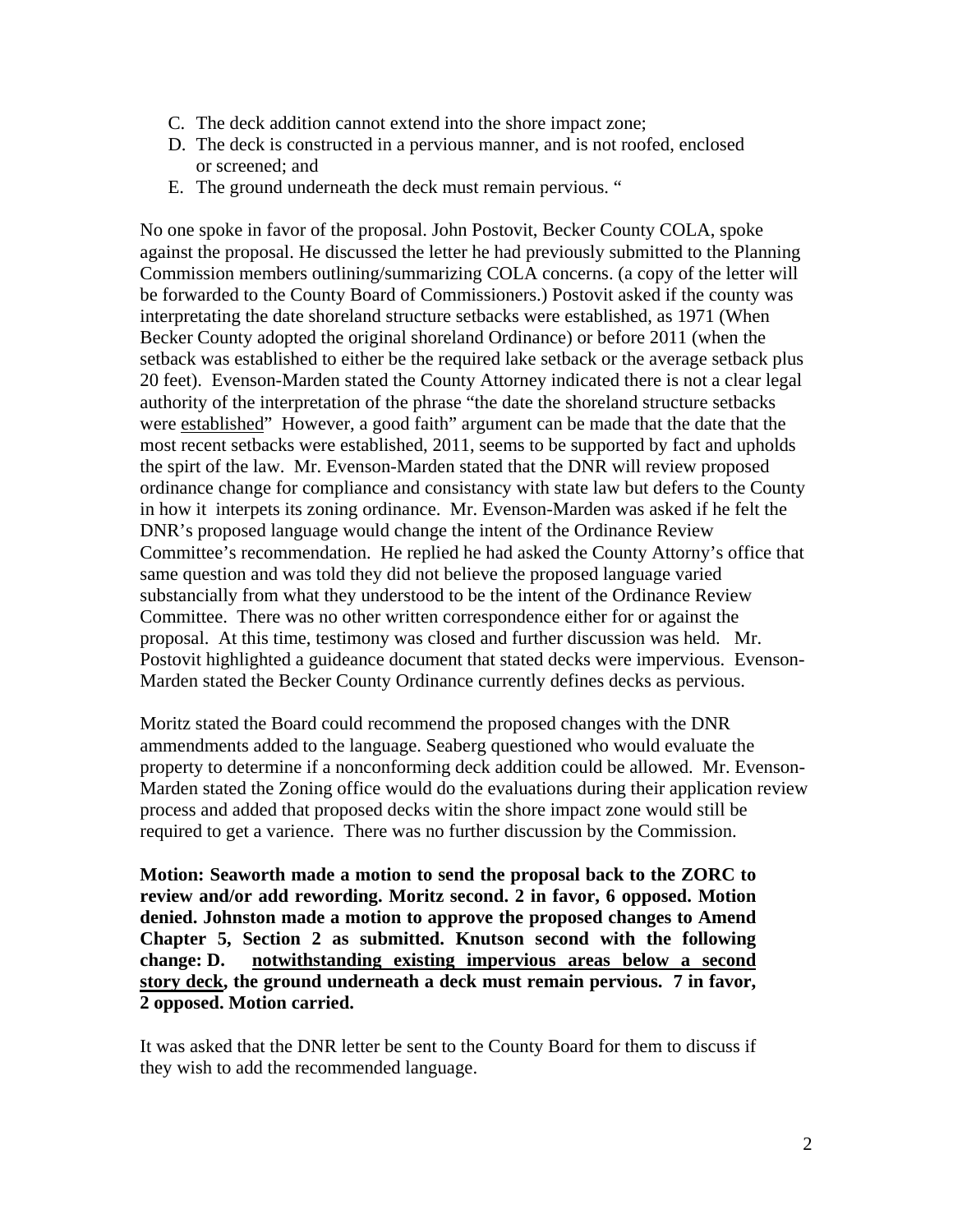C. The deck addition cannot extend into the shore impact zone;
D. The deck is constructed in a pervious manner, and is not roofed, enclosed or screened; and
E. The ground underneath the deck must remain pervious. "

No one spoke in favor of the proposal. John Postovit, Becker County COLA, spoke against the proposal. He discussed the letter he had previously submitted to the Planning Commission members outlining/summarizing COLA concerns. (a copy of the letter will be forwarded to the County Board of Commissioners.) Postovit asked if the county was interpretating the date shoreland structure setbacks were established, as 1971 (When Becker County adopted the original shoreland Ordinance) or before 2011 (when the setback was established to either be the required lake setback or the average setback plus 20 feet). Evenson-Marden stated the County Attorney indicated there is not a clear legal authority of the interpretation of the phrase "the date the shoreland structure setbacks were established" However, a good faith" argument can be made that the date that the most recent setbacks were established, 2011, seems to be supported by fact and upholds the spirt of the law. Mr. Evenson-Marden stated that the DNR will review proposed ordinance change for compliance and consistancy with state law but defers to the County in how it interpets its zoning ordinance. Mr. Evenson-Marden was asked if he felt the DNR's proposed language would change the intent of the Ordinance Review Committee's recommendation. He replied he had asked the County Attorny's office that same question and was told they did not believe the proposed language varied substancially from what they understood to be the intent of the Ordinance Review Committee. There was no other written correspondence either for or against the proposal. At this time, testimony was closed and further discussion was held. Mr. Postovit highlighted a guideance document that stated decks were impervious. Evenson-Marden stated the Becker County Ordinance currently defines decks as pervious.

Moritz stated the Board could recommend the proposed changes with the DNR ammendments added to the language. Seaberg questioned who would evaluate the property to determine if a nonconforming deck addition could be allowed. Mr. Evenson-Marden stated the Zoning office would do the evaluations during their application review process and added that proposed decks witin the shore impact zone would still be required to get a varience. There was no further discussion by the Commission.

**Motion: Seaworth made a motion to send the proposal back to the ZORC to review and/or add rewording. Moritz second. 2 in favor, 6 opposed. Motion denied. Johnston made a motion to approve the proposed changes to Amend Chapter 5, Section 2 as submitted. Knutson second with the following change: D. notwithstanding existing impervious areas below a second story deck, the ground underneath a deck must remain pervious. 7 in favor, 2 opposed. Motion carried.**

It was asked that the DNR letter be sent to the County Board for them to discuss if they wish to add the recommended language.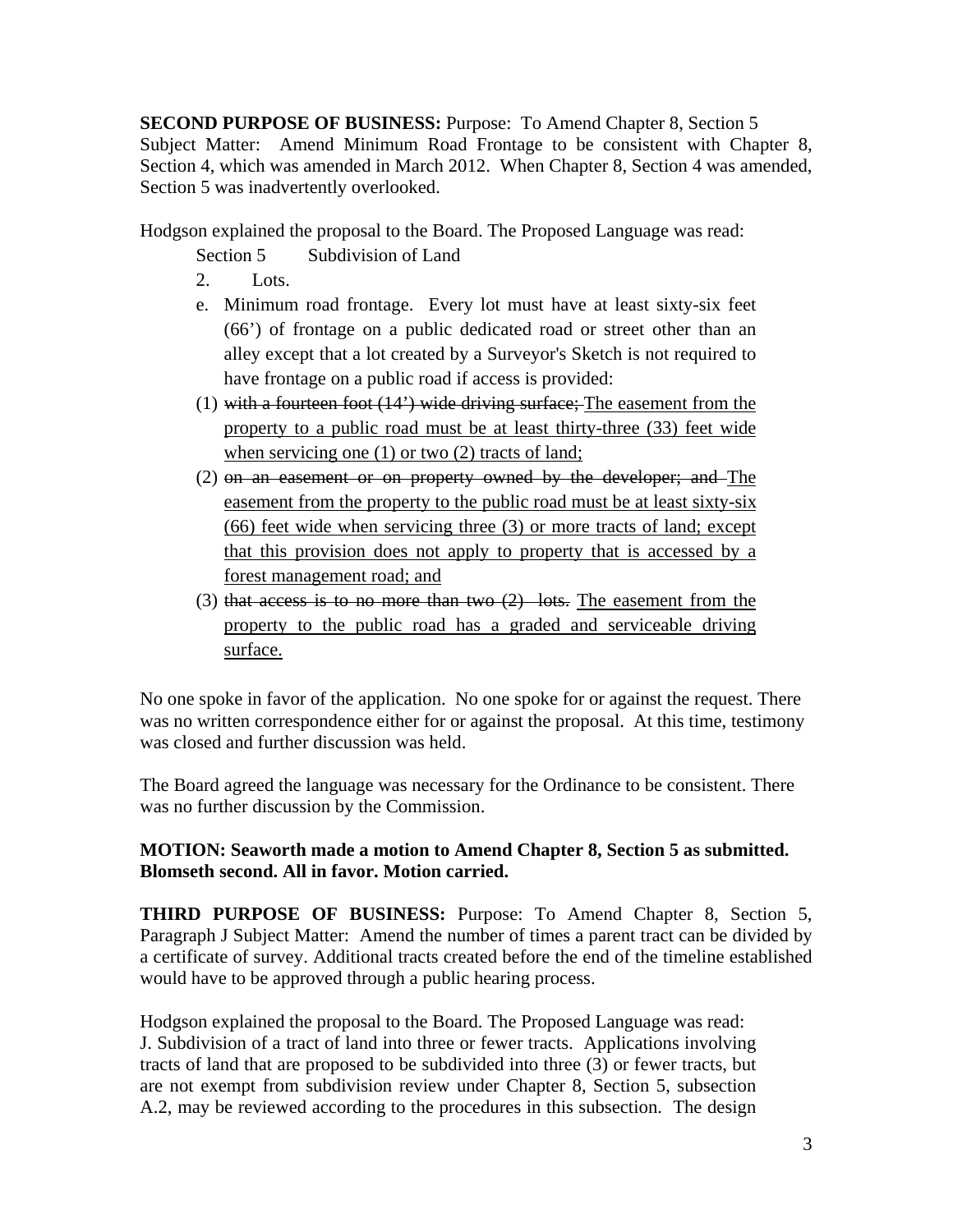**SECOND PURPOSE OF BUSINESS:** Purpose: To Amend Chapter 8, Section 5 Subject Matter: Amend Minimum Road Frontage to be consistent with Chapter 8, Section 4, which was amended in March 2012. When Chapter 8, Section 4 was amended, Section 5 was inadvertently overlooked.

Hodgson explained the proposal to the Board. The Proposed Language was read:

Section 5 Subdivision of Land

2. Lots.

e. Minimum road frontage. Every lot must have at least sixty-six feet (66') of frontage on a public dedicated road or street other than an alley except that a lot created by a Surveyor's Sketch is not required to have frontage on a public road if access is provided:

(1) ~~with a fourteen foot (14') wide driving surface;~~ <u>The easement from the property to a public road must be at least thirty-three (33) feet wide when servicing one (1) or two (2) tracts of land;</u>

(2) ~~on an easement or on property owned by the developer; and~~ <u>The easement from the property to the public road must be at least sixty-six (66) feet wide when servicing three (3) or more tracts of land; except that this provision does not apply to property that is accessed by a forest management road; and</u>

(3) ~~that access is to no more than two (2) lots.~~ <u>The easement from the property to the public road has a graded and serviceable driving surface.</u>

No one spoke in favor of the application. No one spoke for or against the request. There was no written correspondence either for or against the proposal. At this time, testimony was closed and further discussion was held.

The Board agreed the language was necessary for the Ordinance to be consistent. There was no further discussion by the Commission.

**MOTION: Seaworth made a motion to Amend Chapter 8, Section 5 as submitted. Blomseth second. All in favor. Motion carried.**

**THIRD PURPOSE OF BUSINESS:** Purpose: To Amend Chapter 8, Section 5, Paragraph J Subject Matter: Amend the number of times a parent tract can be divided by a certificate of survey. Additional tracts created before the end of the timeline established would have to be approved through a public hearing process.

Hodgson explained the proposal to the Board. The Proposed Language was read:

J. Subdivision of a tract of land into three or fewer tracts. Applications involving tracts of land that are proposed to be subdivided into three (3) or fewer tracts, but are not exempt from subdivision review under Chapter 8, Section 5, subsection A.2, may be reviewed according to the procedures in this subsection. The design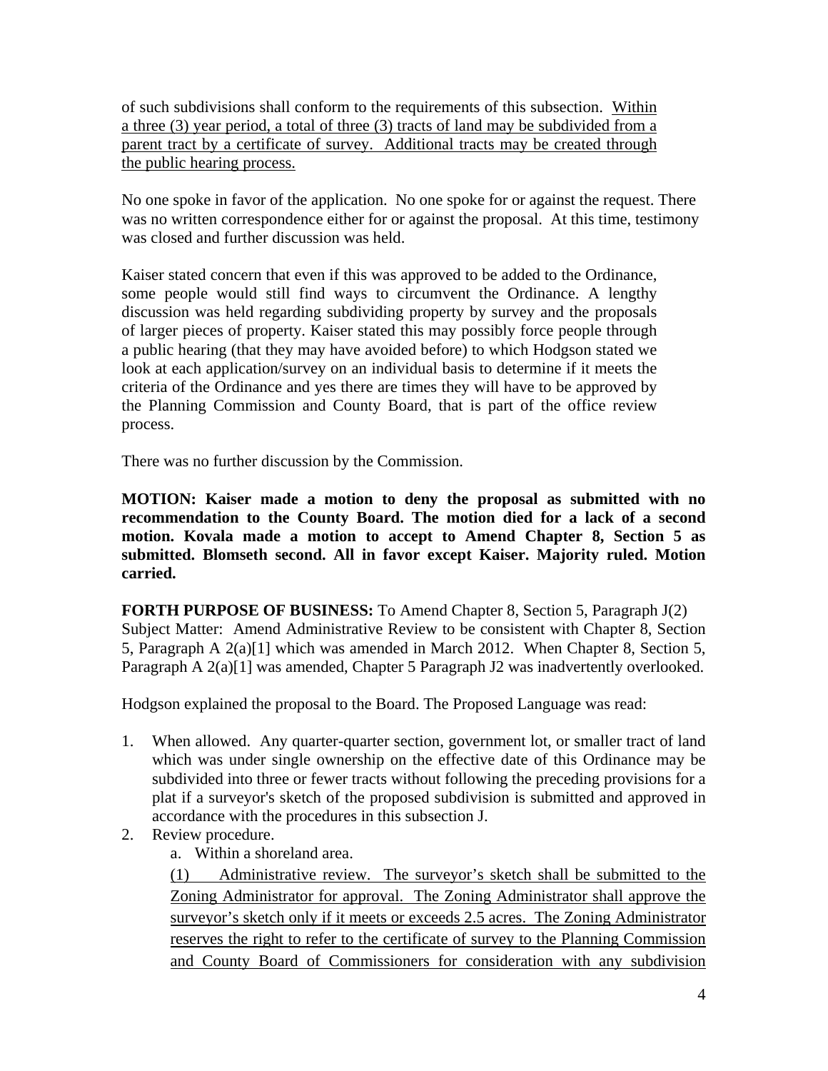of such subdivisions shall conform to the requirements of this subsection. <u>Within a three (3) year period, a total of three (3) tracts of land may be subdivided from a parent tract by a certificate of survey. Additional tracts may be created through the public hearing process.</u>

No one spoke in favor of the application. No one spoke for or against the request. There was no written correspondence either for or against the proposal. At this time, testimony was closed and further discussion was held.

Kaiser stated concern that even if this was approved to be added to the Ordinance, some people would still find ways to circumvent the Ordinance. A lengthy discussion was held regarding subdividing property by survey and the proposals of larger pieces of property. Kaiser stated this may possibly force people through a public hearing (that they may have avoided before) to which Hodgson stated we look at each application/survey on an individual basis to determine if it meets the criteria of the Ordinance and yes there are times they will have to be approved by the Planning Commission and County Board, that is part of the office review process.

There was no further discussion by the Commission.

**MOTION: Kaiser made a motion to deny the proposal as submitted with no recommendation to the County Board. The motion died for a lack of a second motion. Kovala made a motion to accept to Amend Chapter 8, Section 5 as submitted. Blomseth second. All in favor except Kaiser. Majority ruled. Motion carried.**

**FORTH PURPOSE OF BUSINESS:** To Amend Chapter 8, Section 5, Paragraph J(2)
Subject Matter: Amend Administrative Review to be consistent with Chapter 8, Section 5, Paragraph A 2(a)[1] which was amended in March 2012. When Chapter 8, Section 5, Paragraph A 2(a)[1] was amended, Chapter 5 Paragraph J2 was inadvertently overlooked.

Hodgson explained the proposal to the Board. The Proposed Language was read:

1. When allowed. Any quarter-quarter section, government lot, or smaller tract of land which was under single ownership on the effective date of this Ordinance may be subdivided into three or fewer tracts without following the preceding provisions for a plat if a surveyor's sketch of the proposed subdivision is submitted and approved in accordance with the procedures in this subsection J.
2. Review procedure.
   a. Within a shoreland area.

   <u>(1) Administrative review. The surveyor's sketch shall be submitted to the Zoning Administrator for approval. The Zoning Administrator shall approve the surveyor's sketch only if it meets or exceeds 2.5 acres. The Zoning Administrator reserves the right to refer to the certificate of survey to the Planning Commission and County Board of Commissioners for consideration with any subdivision</u>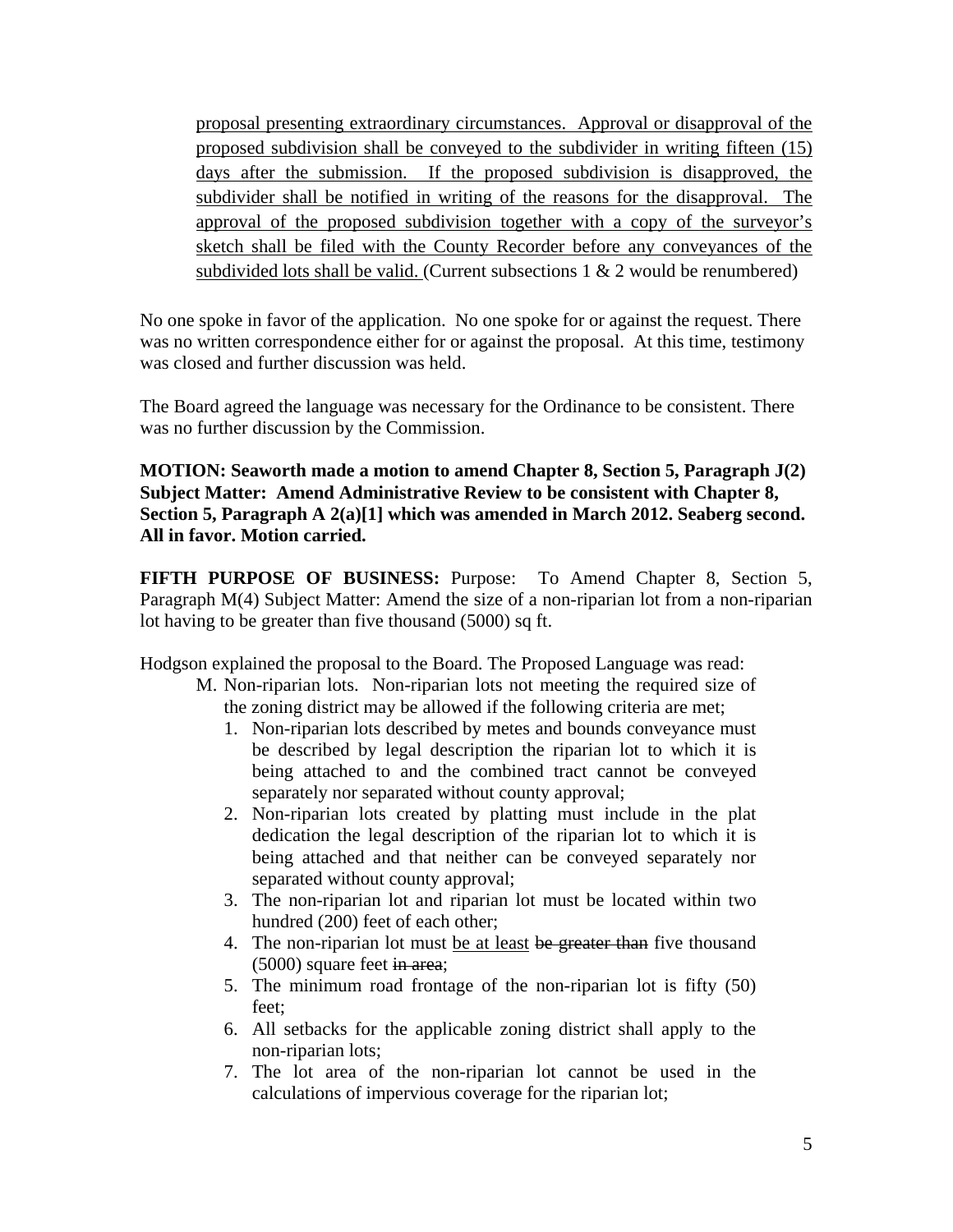proposal presenting extraordinary circumstances. Approval or disapproval of the proposed subdivision shall be conveyed to the subdivider in writing fifteen (15) days after the submission. If the proposed subdivision is disapproved, the subdivider shall be notified in writing of the reasons for the disapproval. The approval of the proposed subdivision together with a copy of the surveyor's sketch shall be filed with the County Recorder before any conveyances of the subdivided lots shall be valid. (Current subsections 1 & 2 would be renumbered)

No one spoke in favor of the application. No one spoke for or against the request. There was no written correspondence either for or against the proposal. At this time, testimony was closed and further discussion was held.

The Board agreed the language was necessary for the Ordinance to be consistent. There was no further discussion by the Commission.

**MOTION: Seaworth made a motion to amend Chapter 8, Section 5, Paragraph J(2) Subject Matter: Amend Administrative Review to be consistent with Chapter 8, Section 5, Paragraph A 2(a)[1] which was amended in March 2012. Seaberg second. All in favor. Motion carried.**

**FIFTH PURPOSE OF BUSINESS:** Purpose: To Amend Chapter 8, Section 5, Paragraph M(4) Subject Matter: Amend the size of a non-riparian lot from a non-riparian lot having to be greater than five thousand (5000) sq ft.

Hodgson explained the proposal to the Board. The Proposed Language was read:

M. Non-riparian lots. Non-riparian lots not meeting the required size of the zoning district may be allowed if the following criteria are met;

1. Non-riparian lots described by metes and bounds conveyance must be described by legal description the riparian lot to which it is being attached to and the combined tract cannot be conveyed separately nor separated without county approval;
2. Non-riparian lots created by platting must include in the plat dedication the legal description of the riparian lot to which it is being attached and that neither can be conveyed separately nor separated without county approval;
3. The non-riparian lot and riparian lot must be located within two hundred (200) feet of each other;
4. The non-riparian lot must be at least ~~be greater than~~ five thousand (5000) square feet ~~in area~~;
5. The minimum road frontage of the non-riparian lot is fifty (50) feet;
6. All setbacks for the applicable zoning district shall apply to the non-riparian lots;
7. The lot area of the non-riparian lot cannot be used in the calculations of impervious coverage for the riparian lot;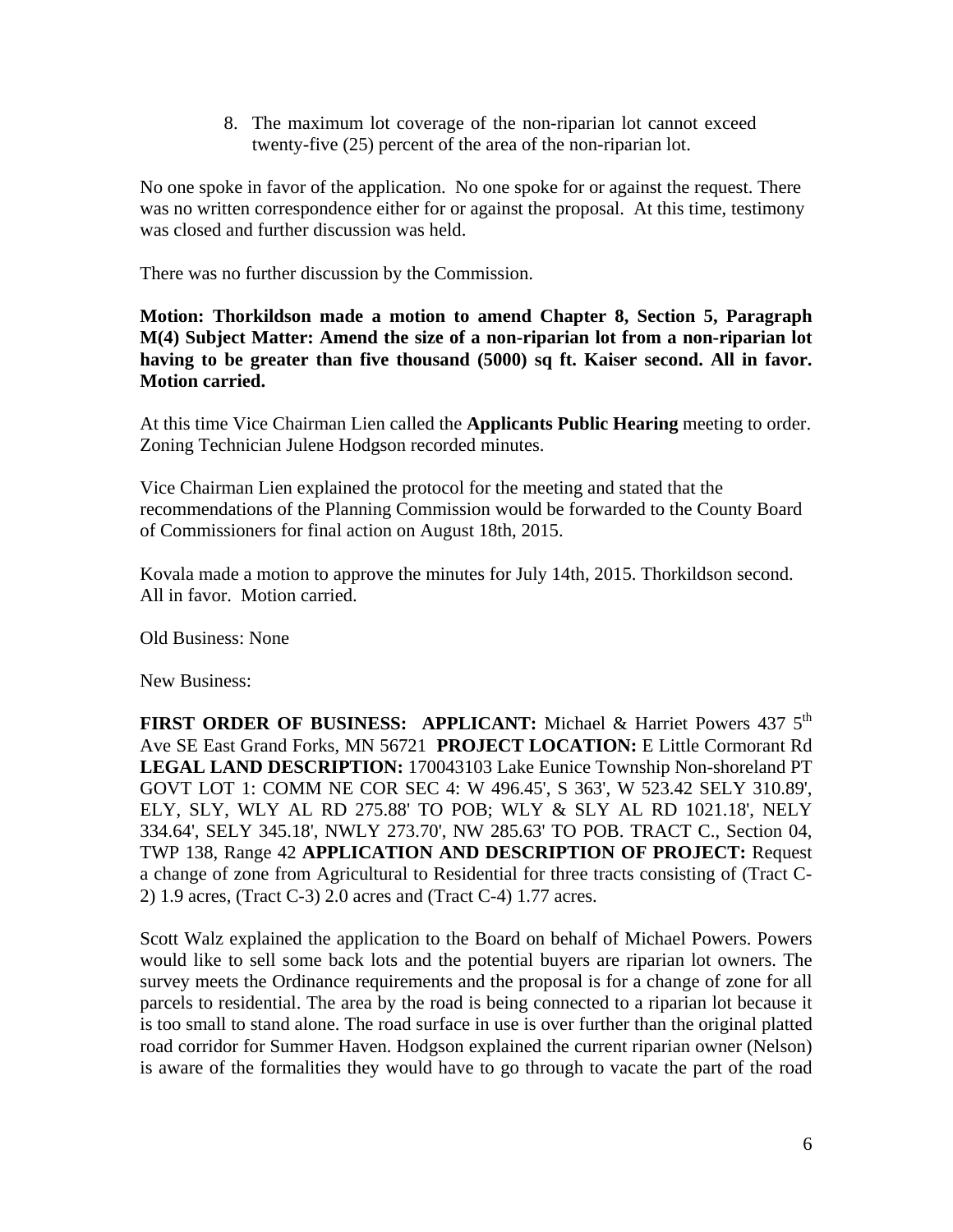8. The maximum lot coverage of the non-riparian lot cannot exceed twenty-five (25) percent of the area of the non-riparian lot.

No one spoke in favor of the application. No one spoke for or against the request. There was no written correspondence either for or against the proposal. At this time, testimony was closed and further discussion was held.

There was no further discussion by the Commission.

**Motion: Thorkildson made a motion to amend Chapter 8, Section 5, Paragraph M(4) Subject Matter: Amend the size of a non-riparian lot from a non-riparian lot having to be greater than five thousand (5000) sq ft. Kaiser second. All in favor. Motion carried.**

At this time Vice Chairman Lien called the **Applicants Public Hearing** meeting to order. Zoning Technician Julene Hodgson recorded minutes.

Vice Chairman Lien explained the protocol for the meeting and stated that the recommendations of the Planning Commission would be forwarded to the County Board of Commissioners for final action on August 18th, 2015.

Kovala made a motion to approve the minutes for July 14th, 2015. Thorkildson second. All in favor. Motion carried.

Old Business: None

New Business:

**FIRST ORDER OF BUSINESS: APPLICANT:** Michael & Harriet Powers 437 5th Ave SE East Grand Forks, MN 56721 **PROJECT LOCATION:** E Little Cormorant Rd **LEGAL LAND DESCRIPTION:** 170043103 Lake Eunice Township Non-shoreland PT GOVT LOT 1: COMM NE COR SEC 4: W 496.45', S 363', W 523.42 SELY 310.89', ELY, SLY, WLY AL RD 275.88' TO POB; WLY & SLY AL RD 1021.18', NELY 334.64', SELY 345.18', NWLY 273.70', NW 285.63' TO POB. TRACT C., Section 04, TWP 138, Range 42 **APPLICATION AND DESCRIPTION OF PROJECT:** Request a change of zone from Agricultural to Residential for three tracts consisting of (Tract C-2) 1.9 acres, (Tract C-3) 2.0 acres and (Tract C-4) 1.77 acres.

Scott Walz explained the application to the Board on behalf of Michael Powers. Powers would like to sell some back lots and the potential buyers are riparian lot owners. The survey meets the Ordinance requirements and the proposal is for a change of zone for all parcels to residential. The area by the road is being connected to a riparian lot because it is too small to stand alone. The road surface in use is over further than the original platted road corridor for Summer Haven. Hodgson explained the current riparian owner (Nelson) is aware of the formalities they would have to go through to vacate the part of the road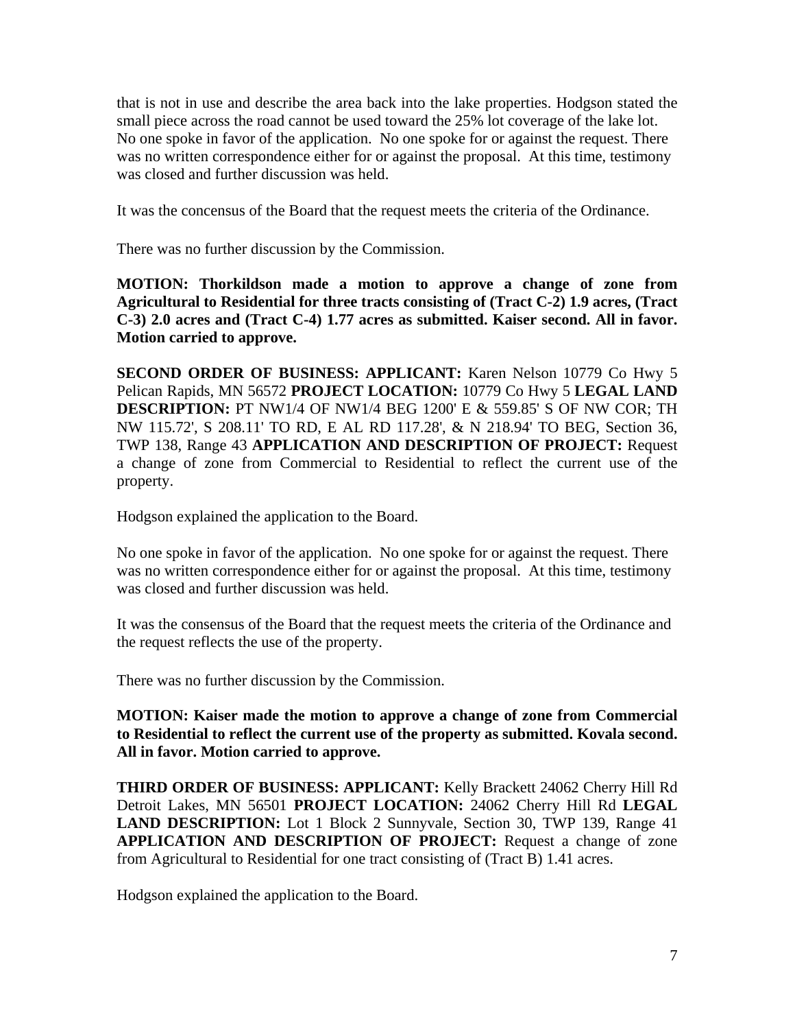that is not in use and describe the area back into the lake properties. Hodgson stated the small piece across the road cannot be used toward the 25% lot coverage of the lake lot. No one spoke in favor of the application. No one spoke for or against the request. There was no written correspondence either for or against the proposal. At this time, testimony was closed and further discussion was held.

It was the concensus of the Board that the request meets the criteria of the Ordinance.

There was no further discussion by the Commission.

**MOTION: Thorkildson made a motion to approve a change of zone from Agricultural to Residential for three tracts consisting of (Tract C-2) 1.9 acres, (Tract C-3) 2.0 acres and (Tract C-4) 1.77 acres as submitted. Kaiser second. All in favor. Motion carried to approve.**

**SECOND ORDER OF BUSINESS: APPLICANT:** Karen Nelson 10779 Co Hwy 5 Pelican Rapids, MN 56572 **PROJECT LOCATION:** 10779 Co Hwy 5 **LEGAL LAND DESCRIPTION:** PT NW1/4 OF NW1/4 BEG 1200' E & 559.85' S OF NW COR; TH NW 115.72', S 208.11' TO RD, E AL RD 117.28', & N 218.94' TO BEG, Section 36, TWP 138, Range 43 **APPLICATION AND DESCRIPTION OF PROJECT:** Request a change of zone from Commercial to Residential to reflect the current use of the property.

Hodgson explained the application to the Board.

No one spoke in favor of the application. No one spoke for or against the request. There was no written correspondence either for or against the proposal. At this time, testimony was closed and further discussion was held.

It was the consensus of the Board that the request meets the criteria of the Ordinance and the request reflects the use of the property.

There was no further discussion by the Commission.

**MOTION: Kaiser made the motion to approve a change of zone from Commercial to Residential to reflect the current use of the property as submitted. Kovala second. All in favor. Motion carried to approve.**

**THIRD ORDER OF BUSINESS: APPLICANT:** Kelly Brackett 24062 Cherry Hill Rd Detroit Lakes, MN 56501 **PROJECT LOCATION:** 24062 Cherry Hill Rd **LEGAL LAND DESCRIPTION:** Lot 1 Block 2 Sunnyvale, Section 30, TWP 139, Range 41 **APPLICATION AND DESCRIPTION OF PROJECT:** Request a change of zone from Agricultural to Residential for one tract consisting of (Tract B) 1.41 acres.

Hodgson explained the application to the Board.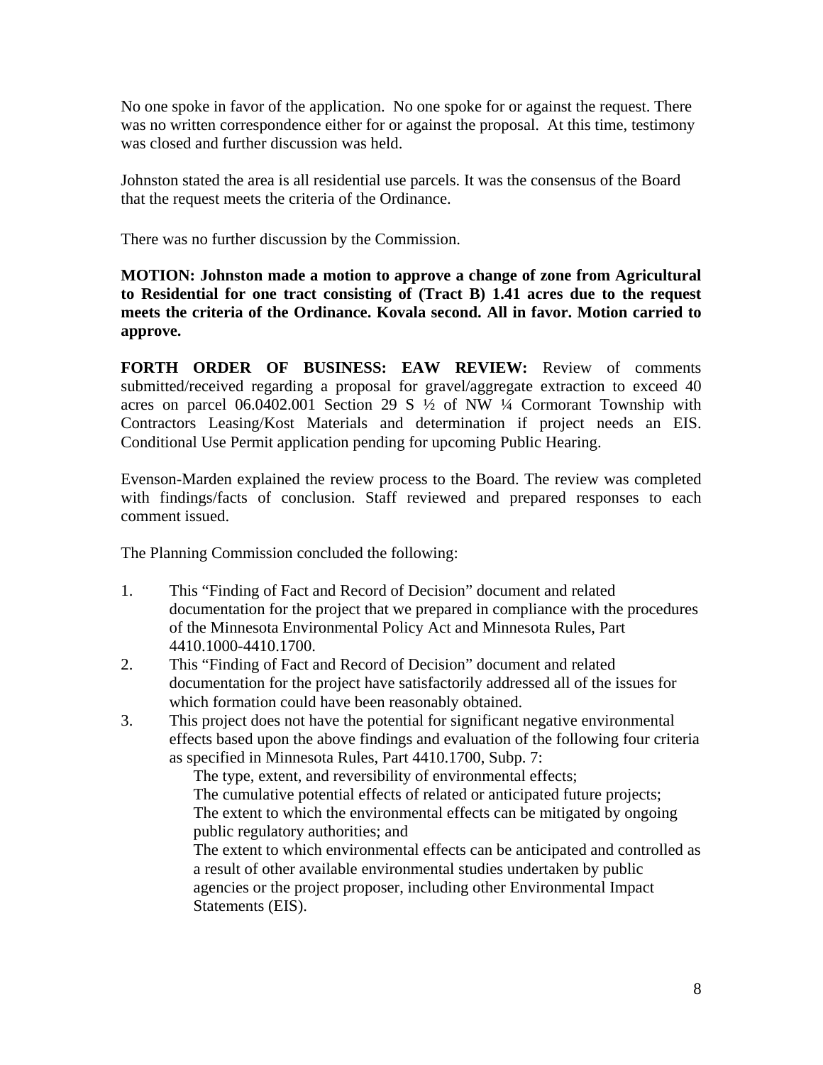No one spoke in favor of the application. No one spoke for or against the request. There was no written correspondence either for or against the proposal. At this time, testimony was closed and further discussion was held.

Johnston stated the area is all residential use parcels. It was the consensus of the Board that the request meets the criteria of the Ordinance.

There was no further discussion by the Commission.

**MOTION: Johnston made a motion to approve a change of zone from Agricultural to Residential for one tract consisting of (Tract B) 1.41 acres due to the request meets the criteria of the Ordinance. Kovala second. All in favor. Motion carried to approve.**

**FORTH ORDER OF BUSINESS: EAW REVIEW:** Review of comments submitted/received regarding a proposal for gravel/aggregate extraction to exceed 40 acres on parcel 06.0402.001 Section 29 S ½ of NW ¼ Cormorant Township with Contractors Leasing/Kost Materials and determination if project needs an EIS. Conditional Use Permit application pending for upcoming Public Hearing.

Evenson-Marden explained the review process to the Board. The review was completed with findings/facts of conclusion. Staff reviewed and prepared responses to each comment issued.

The Planning Commission concluded the following:

1. This "Finding of Fact and Record of Decision" document and related documentation for the project that we prepared in compliance with the procedures of the Minnesota Environmental Policy Act and Minnesota Rules, Part 4410.1000-4410.1700.
2. This "Finding of Fact and Record of Decision" document and related documentation for the project have satisfactorily addressed all of the issues for which formation could have been reasonably obtained.
3. This project does not have the potential for significant negative environmental effects based upon the above findings and evaluation of the following four criteria as specified in Minnesota Rules, Part 4410.1700, Subp. 7:
   - The type, extent, and reversibility of environmental effects;
   - The cumulative potential effects of related or anticipated future projects;
   - The extent to which the environmental effects can be mitigated by ongoing public regulatory authorities; and
   - The extent to which environmental effects can be anticipated and controlled as a result of other available environmental studies undertaken by public agencies or the project proposer, including other Environmental Impact Statements (EIS).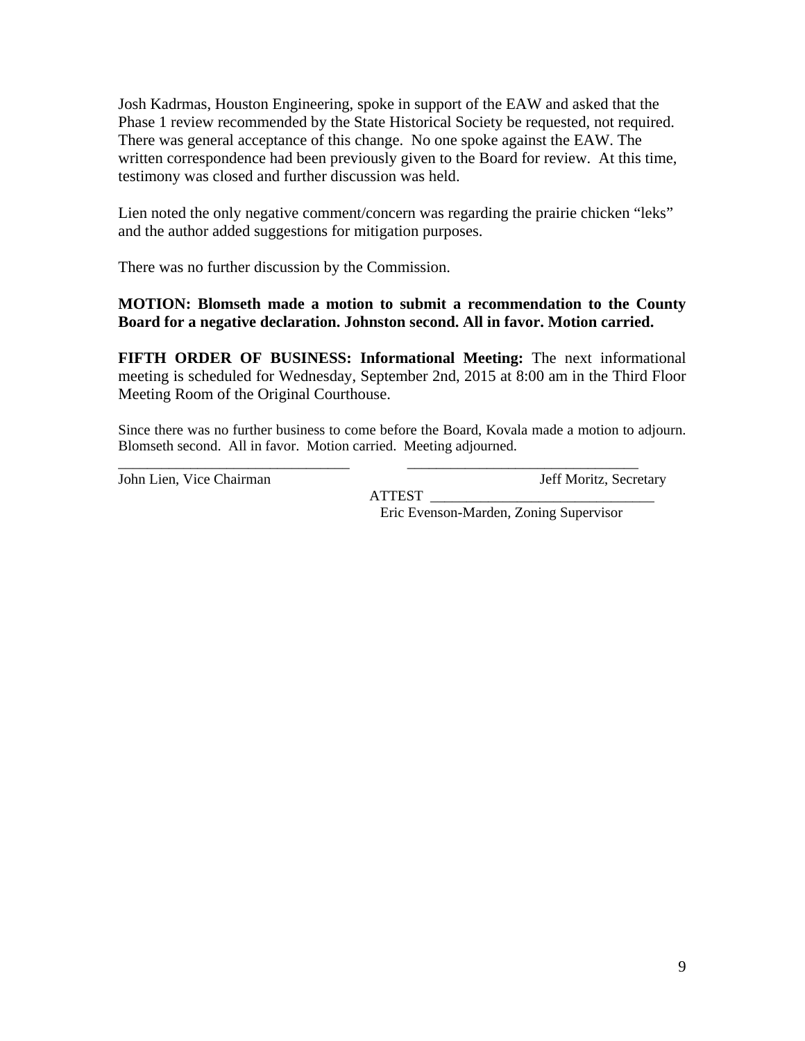Josh Kadrmas, Houston Engineering, spoke in support of the EAW and asked that the Phase 1 review recommended by the State Historical Society be requested, not required. There was general acceptance of this change. No one spoke against the EAW. The written correspondence had been previously given to the Board for review. At this time, testimony was closed and further discussion was held.

Lien noted the only negative comment/concern was regarding the prairie chicken "leks" and the author added suggestions for mitigation purposes.

There was no further discussion by the Commission.

**MOTION: Blomseth made a motion to submit a recommendation to the County Board for a negative declaration. Johnston second. All in favor. Motion carried.**

**FIFTH ORDER OF BUSINESS: Informational Meeting:** The next informational meeting is scheduled for Wednesday, September 2nd, 2015 at 8:00 am in the Third Floor Meeting Room of the Original Courthouse.

Since there was no further business to come before the Board, Kovala made a motion to adjourn. Blomseth second. All in favor. Motion carried. Meeting adjourned.

_______________________________ _______________________________

John Lien, Vice Chairman Jeff Moritz, Secretary

ATTEST _______________________________

Eric Evenson-Marden, Zoning Supervisor